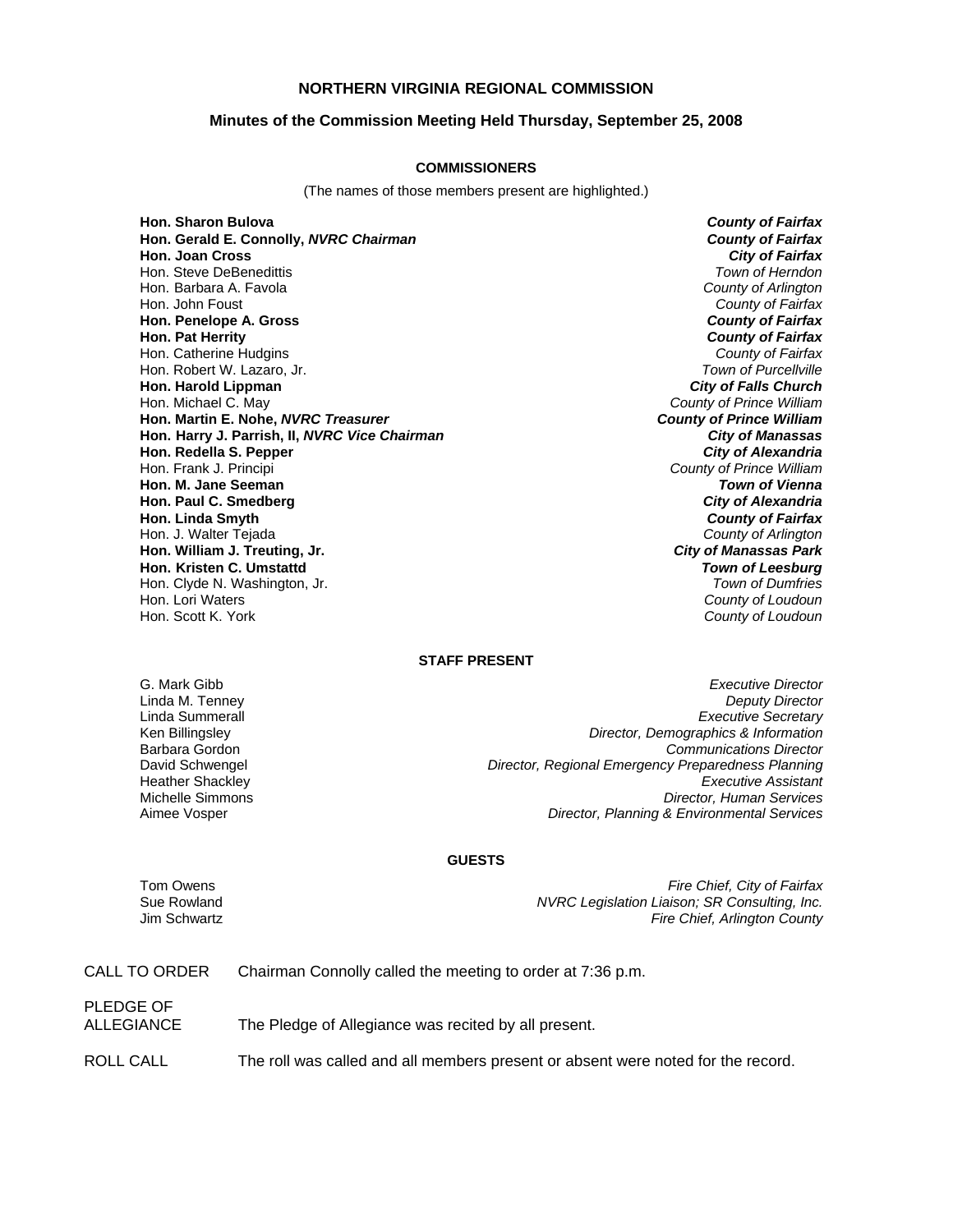# NORTHERN VIRGINIA REGIONAL COMMISSION

## Minutes of the Commission Meeting Held Thursday, September 25, 2008

### COMMISSIONERS

(The names of those members present are highlighted.)

| | |
|---|---|
| **Hon. Sharon Bulova** | ***County of Fairfax*** |
| **Hon. Gerald E. Connolly, *NVRC Chairman*** | ***County of Fairfax*** |
| **Hon. Joan Cross** | ***City of Fairfax*** |
| Hon. Steve DeBenedittis | *Town of Herndon* |
| Hon. Barbara A. Favola | *County of Arlington* |
| Hon. John Foust | *County of Fairfax* |
| **Hon. Penelope A. Gross** | ***County of Fairfax*** |
| **Hon. Pat Herrity** | ***County of Fairfax*** |
| Hon. Catherine Hudgins | *County of Fairfax* |
| Hon. Robert W. Lazaro, Jr. | *Town of Purcellville* |
| **Hon. Harold Lippman** | ***City of Falls Church*** |
| Hon. Michael C. May | *County of Prince William* |
| **Hon. Martin E. Nohe, *NVRC Treasurer*** | ***County of Prince William*** |
| **Hon. Harry J. Parrish, II, *NVRC Vice Chairman*** | ***City of Manassas*** |
| **Hon. Redella S. Pepper** | ***City of Alexandria*** |
| Hon. Frank J. Principi | *County of Prince William* |
| **Hon. M. Jane Seeman** | ***Town of Vienna*** |
| **Hon. Paul C. Smedberg** | ***City of Alexandria*** |
| **Hon. Linda Smyth** | ***County of Fairfax*** |
| Hon. J. Walter Tejada | *County of Arlington* |
| **Hon. William J. Treuting, Jr.** | ***City of Manassas Park*** |
| **Hon. Kristen C. Umstattd** | ***Town of Leesburg*** |
| Hon. Clyde N. Washington, Jr. | *Town of Dumfries* |
| Hon. Lori Waters | *County of Loudoun* |
| Hon. Scott K. York | *County of Loudoun* |

### STAFF PRESENT

| | |
|---|---|
| G. Mark Gibb | *Executive Director* |
| Linda M. Tenney | *Deputy Director* |
| Linda Summerall | *Executive Secretary* |
| Ken Billingsley | *Director, Demographics & Information* |
| Barbara Gordon | *Communications Director* |
| David Schwengel | *Director, Regional Emergency Preparedness Planning* |
| Heather Shackley | *Executive Assistant* |
| Michelle Simmons | *Director, Human Services* |
| Aimee Vosper | *Director, Planning & Environmental Services* |

### GUESTS

| | |
|---|---|
| Tom Owens | *Fire Chief, City of Fairfax* |
| Sue Rowland | *NVRC Legislation Liaison; SR Consulting, Inc.* |
| Jim Schwartz | *Fire Chief, Arlington County* |

CALL TO ORDER — Chairman Connolly called the meeting to order at 7:36 p.m.

PLEDGE OF ALLEGIANCE — The Pledge of Allegiance was recited by all present.

ROLL CALL — The roll was called and all members present or absent were noted for the record.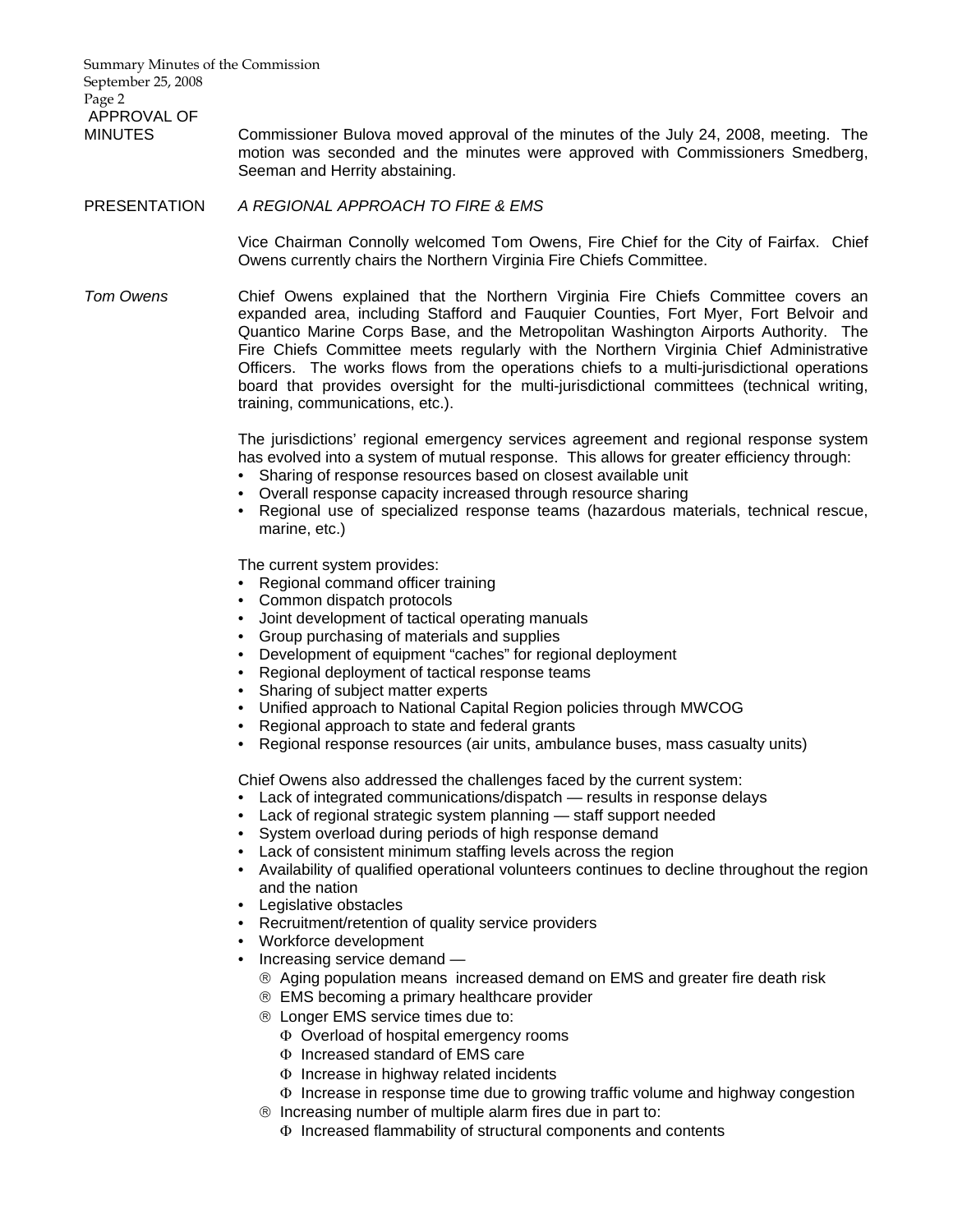**APPROVAL OF MINUTES**

Commissioner Bulova moved approval of the minutes of the July 24, 2008, meeting. The motion was seconded and the minutes were approved with Commissioners Smedberg, Seeman and Herrity abstaining.

**PRESENTATION**

*A REGIONAL APPROACH TO FIRE & EMS*

Vice Chairman Connolly welcomed Tom Owens, Fire Chief for the City of Fairfax. Chief Owens currently chairs the Northern Virginia Fire Chiefs Committee.

*Tom Owens*

Chief Owens explained that the Northern Virginia Fire Chiefs Committee covers an expanded area, including Stafford and Fauquier Counties, Fort Myer, Fort Belvoir and Quantico Marine Corps Base, and the Metropolitan Washington Airports Authority. The Fire Chiefs Committee meets regularly with the Northern Virginia Chief Administrative Officers. The works flows from the operations chiefs to a multi-jurisdictional operations board that provides oversight for the multi-jurisdictional committees (technical writing, training, communications, etc.).

The jurisdictions' regional emergency services agreement and regional response system has evolved into a system of mutual response. This allows for greater efficiency through:

- Sharing of response resources based on closest available unit
- Overall response capacity increased through resource sharing
- Regional use of specialized response teams (hazardous materials, technical rescue, marine, etc.)

The current system provides:

- Regional command officer training
- Common dispatch protocols
- Joint development of tactical operating manuals
- Group purchasing of materials and supplies
- Development of equipment "caches" for regional deployment
- Regional deployment of tactical response teams
- Sharing of subject matter experts
- Unified approach to National Capital Region policies through MWCOG
- Regional approach to state and federal grants
- Regional response resources (air units, ambulance buses, mass casualty units)

Chief Owens also addressed the challenges faced by the current system:

- Lack of integrated communications/dispatch — results in response delays
- Lack of regional strategic system planning — staff support needed
- System overload during periods of high response demand
- Lack of consistent minimum staffing levels across the region
- Availability of qualified operational volunteers continues to decline throughout the region and the nation
- Legislative obstacles
- Recruitment/retention of quality service providers
- Workforce development
- Increasing service demand —
  - Aging population means increased demand on EMS and greater fire death risk
  - EMS becoming a primary healthcare provider
  - Longer EMS service times due to:
    - Overload of hospital emergency rooms
    - Increased standard of EMS care
    - Increase in highway related incidents
    - Increase in response time due to growing traffic volume and highway congestion
  - Increasing number of multiple alarm fires due in part to:
    - Increased flammability of structural components and contents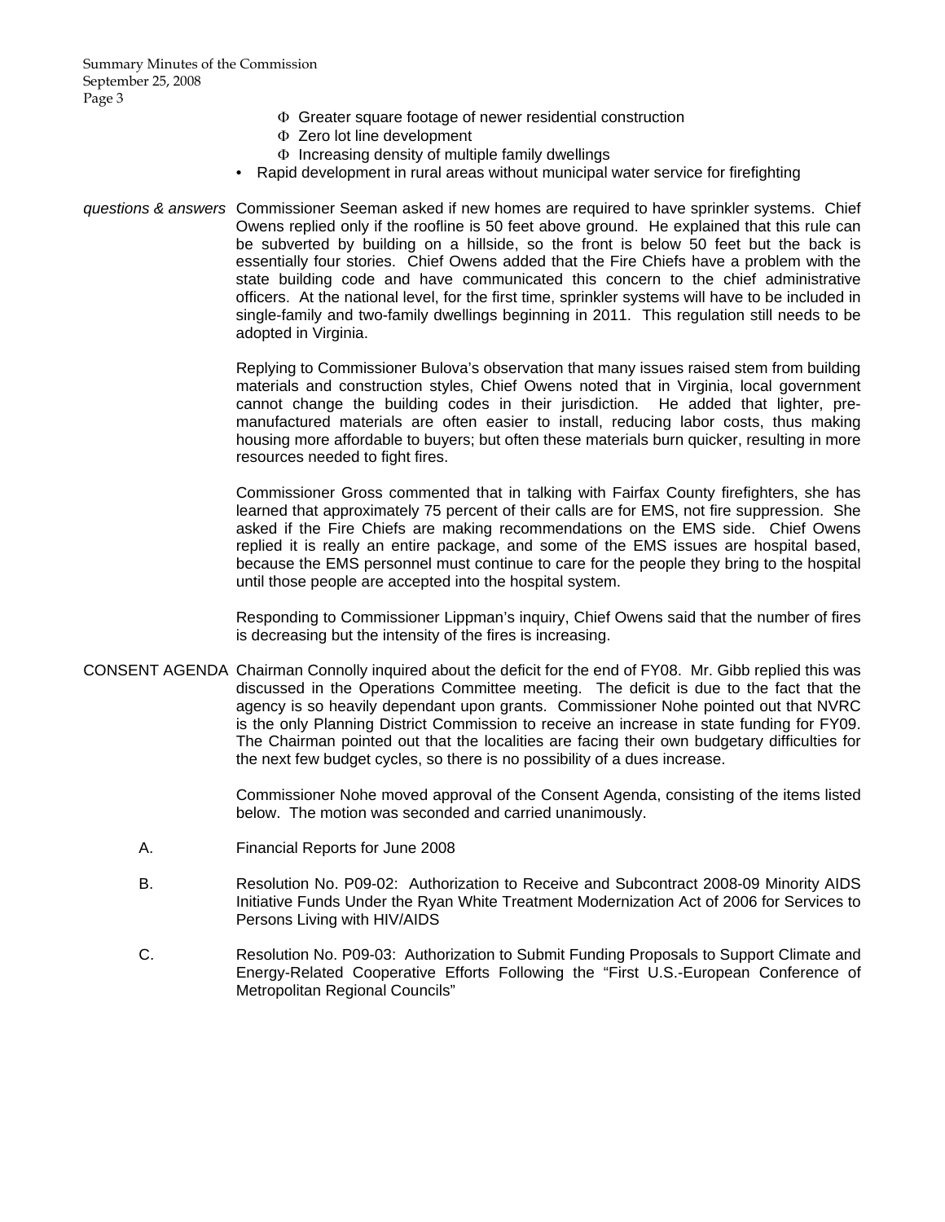- Φ Greater square footage of newer residential construction
- Φ Zero lot line development
- Φ Increasing density of multiple family dwellings
- Rapid development in rural areas without municipal water service for firefighting

*questions & answers* Commissioner Seeman asked if new homes are required to have sprinkler systems. Chief Owens replied only if the roofline is 50 feet above ground. He explained that this rule can be subverted by building on a hillside, so the front is below 50 feet but the back is essentially four stories. Chief Owens added that the Fire Chiefs have a problem with the state building code and have communicated this concern to the chief administrative officers. At the national level, for the first time, sprinkler systems will have to be included in single-family and two-family dwellings beginning in 2011. This regulation still needs to be adopted in Virginia.

Replying to Commissioner Bulova's observation that many issues raised stem from building materials and construction styles, Chief Owens noted that in Virginia, local government cannot change the building codes in their jurisdiction. He added that lighter, pre-manufactured materials are often easier to install, reducing labor costs, thus making housing more affordable to buyers; but often these materials burn quicker, resulting in more resources needed to fight fires.

Commissioner Gross commented that in talking with Fairfax County firefighters, she has learned that approximately 75 percent of their calls are for EMS, not fire suppression. She asked if the Fire Chiefs are making recommendations on the EMS side. Chief Owens replied it is really an entire package, and some of the EMS issues are hospital based, because the EMS personnel must continue to care for the people they bring to the hospital until those people are accepted into the hospital system.

Responding to Commissioner Lippman's inquiry, Chief Owens said that the number of fires is decreasing but the intensity of the fires is increasing.

CONSENT AGENDA Chairman Connolly inquired about the deficit for the end of FY08. Mr. Gibb replied this was discussed in the Operations Committee meeting. The deficit is due to the fact that the agency is so heavily dependant upon grants. Commissioner Nohe pointed out that NVRC is the only Planning District Commission to receive an increase in state funding for FY09. The Chairman pointed out that the localities are facing their own budgetary difficulties for the next few budget cycles, so there is no possibility of a dues increase.

Commissioner Nohe moved approval of the Consent Agenda, consisting of the items listed below. The motion was seconded and carried unanimously.

A. Financial Reports for June 2008

B. Resolution No. P09-02: Authorization to Receive and Subcontract 2008-09 Minority AIDS Initiative Funds Under the Ryan White Treatment Modernization Act of 2006 for Services to Persons Living with HIV/AIDS

C. Resolution No. P09-03: Authorization to Submit Funding Proposals to Support Climate and Energy-Related Cooperative Efforts Following the "First U.S.-European Conference of Metropolitan Regional Councils"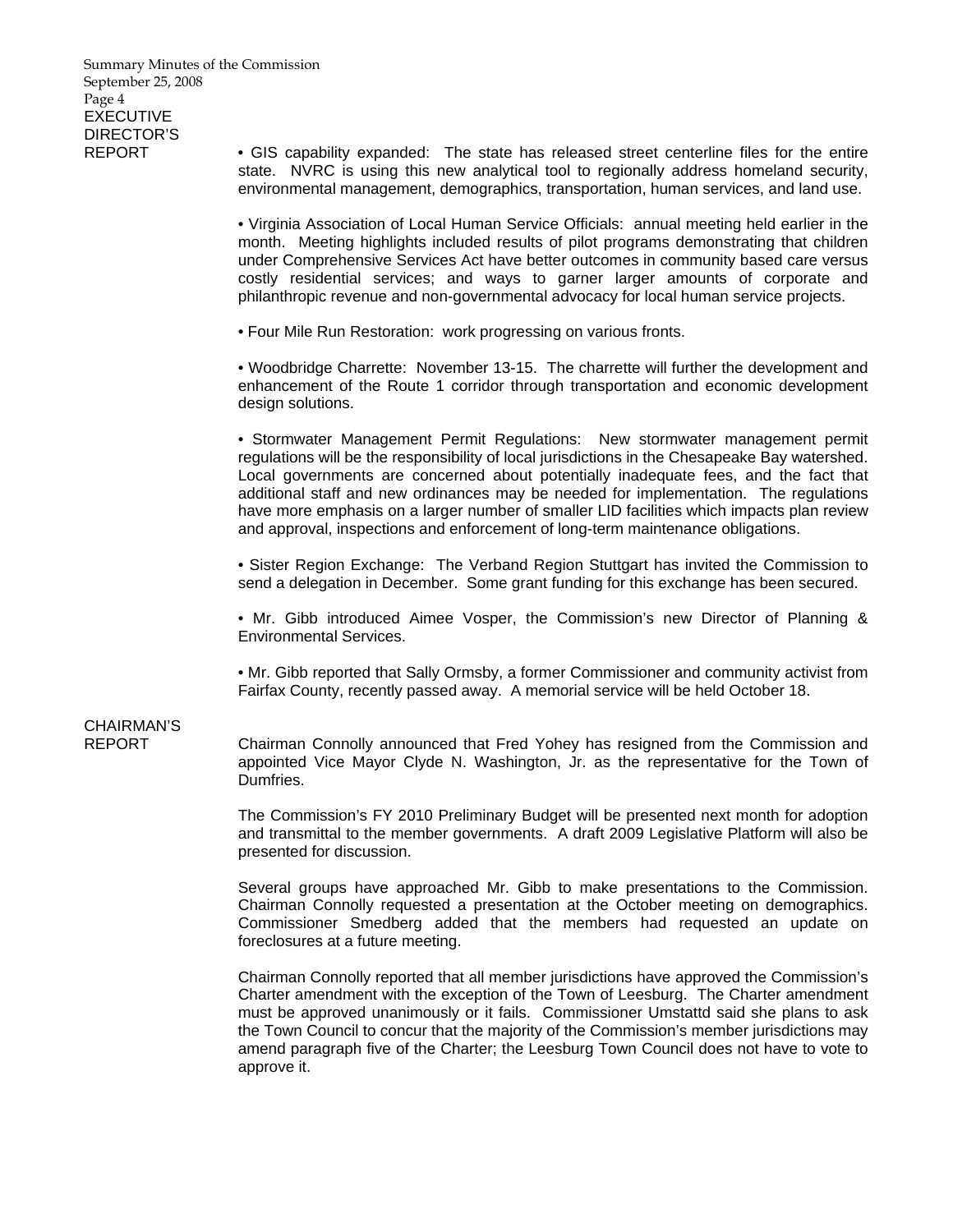**EXECUTIVE DIRECTOR'S REPORT**

• GIS capability expanded: The state has released street centerline files for the entire state. NVRC is using this new analytical tool to regionally address homeland security, environmental management, demographics, transportation, human services, and land use.

• Virginia Association of Local Human Service Officials: annual meeting held earlier in the month. Meeting highlights included results of pilot programs demonstrating that children under Comprehensive Services Act have better outcomes in community based care versus costly residential services; and ways to garner larger amounts of corporate and philanthropic revenue and non-governmental advocacy for local human service projects.

• Four Mile Run Restoration: work progressing on various fronts.

• Woodbridge Charrette: November 13-15. The charrette will further the development and enhancement of the Route 1 corridor through transportation and economic development design solutions.

• Stormwater Management Permit Regulations: New stormwater management permit regulations will be the responsibility of local jurisdictions in the Chesapeake Bay watershed. Local governments are concerned about potentially inadequate fees, and the fact that additional staff and new ordinances may be needed for implementation. The regulations have more emphasis on a larger number of smaller LID facilities which impacts plan review and approval, inspections and enforcement of long-term maintenance obligations.

• Sister Region Exchange: The Verband Region Stuttgart has invited the Commission to send a delegation in December. Some grant funding for this exchange has been secured.

• Mr. Gibb introduced Aimee Vosper, the Commission's new Director of Planning & Environmental Services.

• Mr. Gibb reported that Sally Ormsby, a former Commissioner and community activist from Fairfax County, recently passed away. A memorial service will be held October 18.

**CHAIRMAN'S REPORT**

Chairman Connolly announced that Fred Yohey has resigned from the Commission and appointed Vice Mayor Clyde N. Washington, Jr. as the representative for the Town of Dumfries.

The Commission's FY 2010 Preliminary Budget will be presented next month for adoption and transmittal to the member governments. A draft 2009 Legislative Platform will also be presented for discussion.

Several groups have approached Mr. Gibb to make presentations to the Commission. Chairman Connolly requested a presentation at the October meeting on demographics. Commissioner Smedberg added that the members had requested an update on foreclosures at a future meeting.

Chairman Connolly reported that all member jurisdictions have approved the Commission's Charter amendment with the exception of the Town of Leesburg. The Charter amendment must be approved unanimously or it fails. Commissioner Umstattd said she plans to ask the Town Council to concur that the majority of the Commission's member jurisdictions may amend paragraph five of the Charter; the Leesburg Town Council does not have to vote to approve it.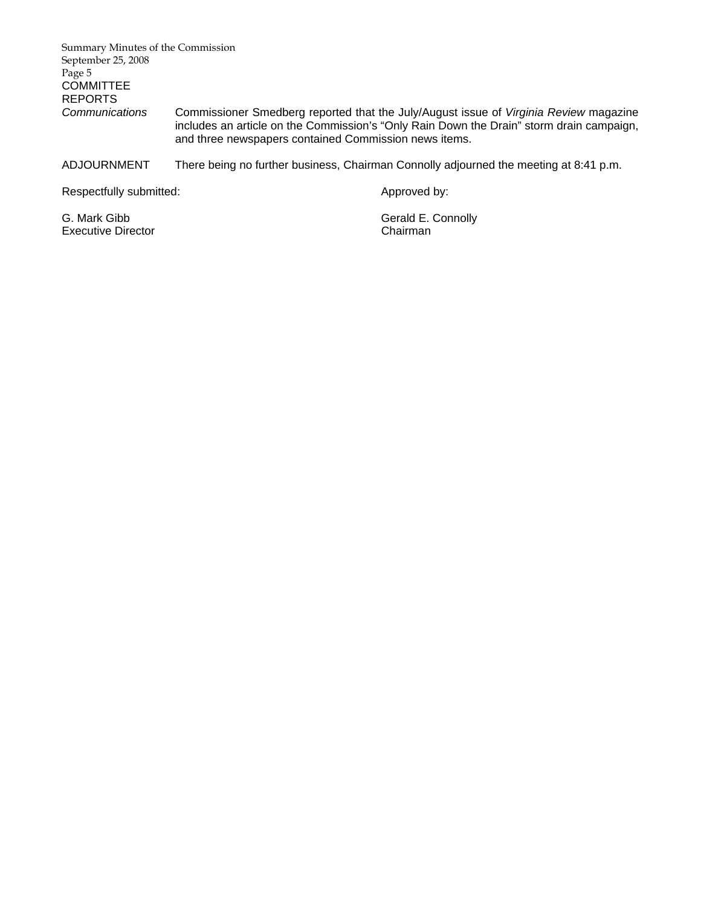COMMITTEE REPORTS

*Communications* Commissioner Smedberg reported that the July/August issue of *Virginia Review* magazine includes an article on the Commission's "Only Rain Down the Drain" storm drain campaign, and three newspapers contained Commission news items.

ADJOURNMENT There being no further business, Chairman Connolly adjourned the meeting at 8:41 p.m.

| | |
|---|---|
| Respectfully submitted: | Approved by: |
| G. Mark Gibb<br>Executive Director | Gerald E. Connolly<br>Chairman |